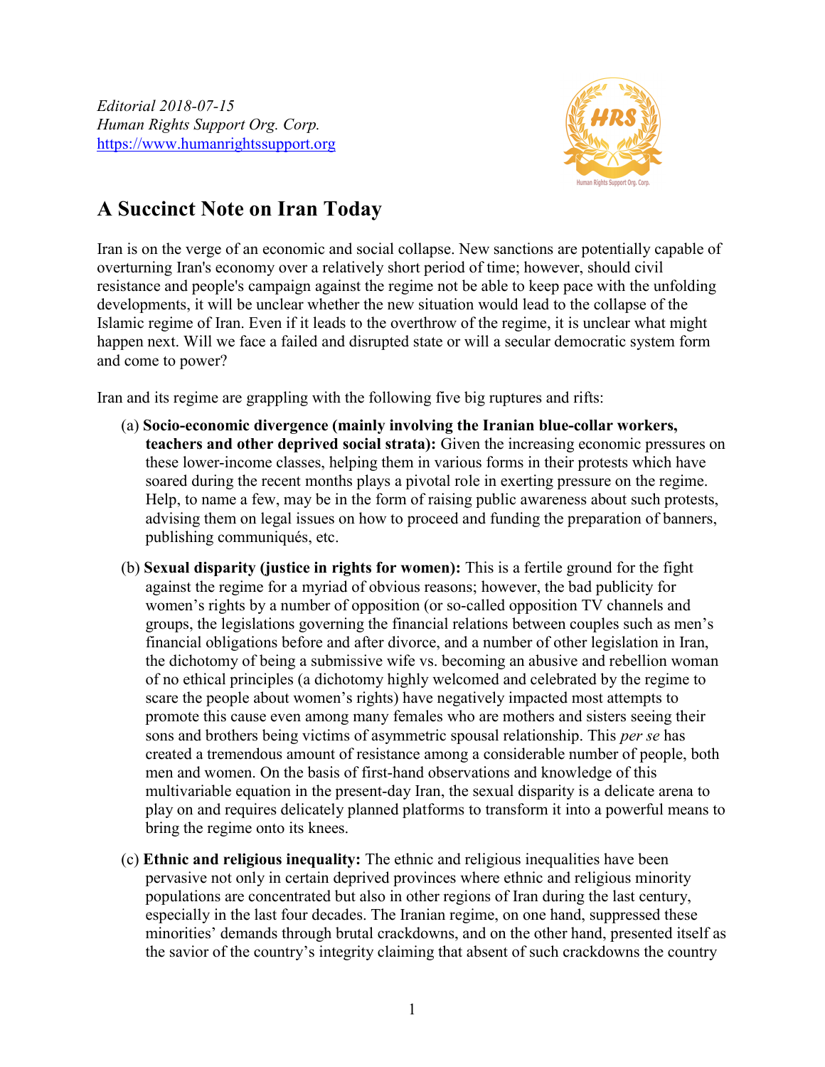*Editorial 2018-07-15*
*Human Rights Support Org. Corp.*
[https://www.humanrightssupport.org](https://www.humanrightssupport.org)

## A Succinct Note on Iran Today

Iran is on the verge of an economic and social collapse. New sanctions are potentially capable of overturning Iran's economy over a relatively short period of time; however, should civil resistance and people's campaign against the regime not be able to keep pace with the unfolding developments, it will be unclear whether the new situation would lead to the collapse of the Islamic regime of Iran. Even if it leads to the overthrow of the regime, it is unclear what might happen next. Will we face a failed and disrupted state or will a secular democratic system form and come to power?

Iran and its regime are grappling with the following five big ruptures and rifts:

(a) **Socio-economic divergence (mainly involving the Iranian blue-collar workers, teachers and other deprived social strata):** Given the increasing economic pressures on these lower-income classes, helping them in various forms in their protests which have soared during the recent months plays a pivotal role in exerting pressure on the regime. Help, to name a few, may be in the form of raising public awareness about such protests, advising them on legal issues on how to proceed and funding the preparation of banners, publishing communiqués, etc.

(b) **Sexual disparity (justice in rights for women):** This is a fertile ground for the fight against the regime for a myriad of obvious reasons; however, the bad publicity for women's rights by a number of opposition (or so-called opposition TV channels and groups, the legislations governing the financial relations between couples such as men's financial obligations before and after divorce, and a number of other legislation in Iran, the dichotomy of being a submissive wife vs. becoming an abusive and rebellion woman of no ethical principles (a dichotomy highly welcomed and celebrated by the regime to scare the people about women's rights) have negatively impacted most attempts to promote this cause even among many females who are mothers and sisters seeing their sons and brothers being victims of asymmetric spousal relationship. This *per se* has created a tremendous amount of resistance among a considerable number of people, both men and women. On the basis of first-hand observations and knowledge of this multivariable equation in the present-day Iran, the sexual disparity is a delicate arena to play on and requires delicately planned platforms to transform it into a powerful means to bring the regime onto its knees.

(c) **Ethnic and religious inequality:** The ethnic and religious inequalities have been pervasive not only in certain deprived provinces where ethnic and religious minority populations are concentrated but also in other regions of Iran during the last century, especially in the last four decades. The Iranian regime, on one hand, suppressed these minorities' demands through brutal crackdowns, and on the other hand, presented itself as the savior of the country's integrity claiming that absent of such crackdowns the country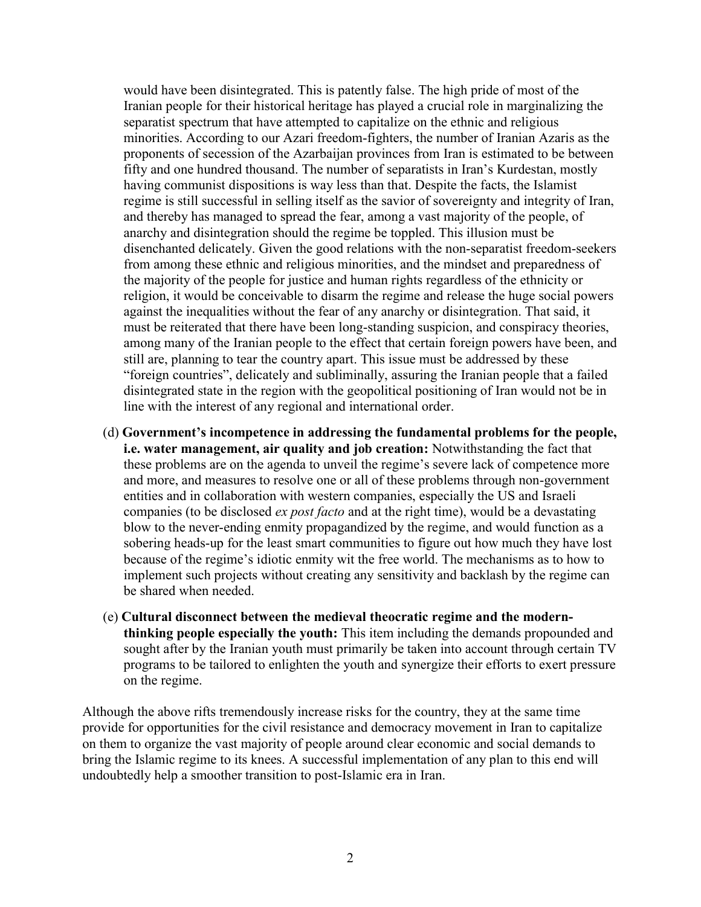would have been disintegrated. This is patently false. The high pride of most of the Iranian people for their historical heritage has played a crucial role in marginalizing the separatist spectrum that have attempted to capitalize on the ethnic and religious minorities. According to our Azari freedom-fighters, the number of Iranian Azaris as the proponents of secession of the Azarbaijan provinces from Iran is estimated to be between fifty and one hundred thousand. The number of separatists in Iran's Kurdestan, mostly having communist dispositions is way less than that. Despite the facts, the Islamist regime is still successful in selling itself as the savior of sovereignty and integrity of Iran, and thereby has managed to spread the fear, among a vast majority of the people, of anarchy and disintegration should the regime be toppled. This illusion must be disenchanted delicately. Given the good relations with the non-separatist freedom-seekers from among these ethnic and religious minorities, and the mindset and preparedness of the majority of the people for justice and human rights regardless of the ethnicity or religion, it would be conceivable to disarm the regime and release the huge social powers against the inequalities without the fear of any anarchy or disintegration. That said, it must be reiterated that there have been long-standing suspicion, and conspiracy theories, among many of the Iranian people to the effect that certain foreign powers have been, and still are, planning to tear the country apart. This issue must be addressed by these "foreign countries", delicately and subliminally, assuring the Iranian people that a failed disintegrated state in the region with the geopolitical positioning of Iran would not be in line with the interest of any regional and international order.

(d) **Government's incompetence in addressing the fundamental problems for the people, i.e. water management, air quality and job creation:** Notwithstanding the fact that these problems are on the agenda to unveil the regime's severe lack of competence more and more, and measures to resolve one or all of these problems through non-government entities and in collaboration with western companies, especially the US and Israeli companies (to be disclosed *ex post facto* and at the right time), would be a devastating blow to the never-ending enmity propagandized by the regime, and would function as a sobering heads-up for the least smart communities to figure out how much they have lost because of the regime's idiotic enmity wit the free world. The mechanisms as to how to implement such projects without creating any sensitivity and backlash by the regime can be shared when needed.

(e) **Cultural disconnect between the medieval theocratic regime and the modern-thinking people especially the youth:** This item including the demands propounded and sought after by the Iranian youth must primarily be taken into account through certain TV programs to be tailored to enlighten the youth and synergize their efforts to exert pressure on the regime.

Although the above rifts tremendously increase risks for the country, they at the same time provide for opportunities for the civil resistance and democracy movement in Iran to capitalize on them to organize the vast majority of people around clear economic and social demands to bring the Islamic regime to its knees. A successful implementation of any plan to this end will undoubtedly help a smoother transition to post-Islamic era in Iran.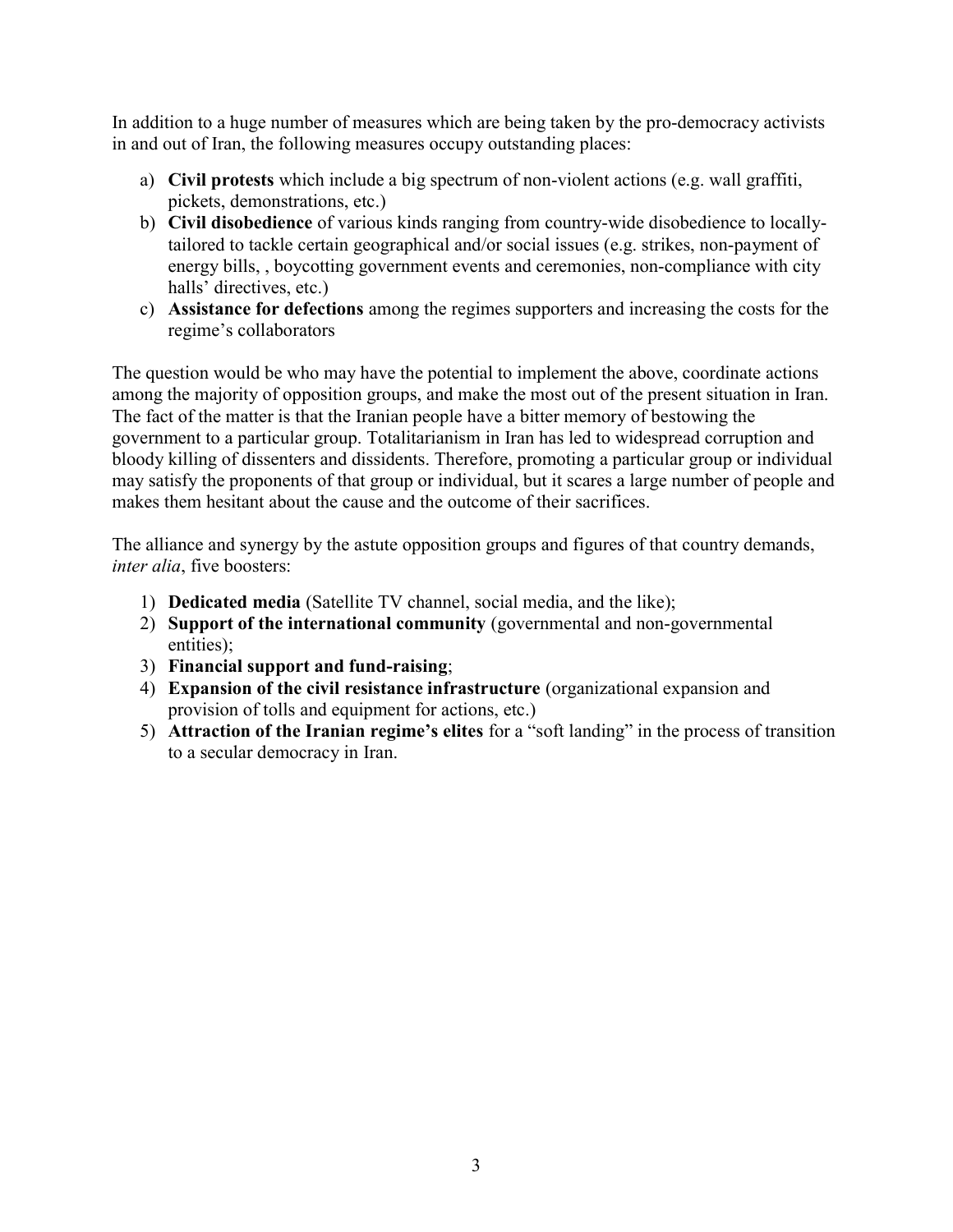In addition to a huge number of measures which are being taken by the pro-democracy activists in and out of Iran, the following measures occupy outstanding places:

a) **Civil protests** which include a big spectrum of non-violent actions (e.g. wall graffiti, pickets, demonstrations, etc.)
b) **Civil disobedience** of various kinds ranging from country-wide disobedience to locally-tailored to tackle certain geographical and/or social issues (e.g. strikes, non-payment of energy bills, , boycotting government events and ceremonies, non-compliance with city halls' directives, etc.)
c) **Assistance for defections** among the regimes supporters and increasing the costs for the regime's collaborators

The question would be who may have the potential to implement the above, coordinate actions among the majority of opposition groups, and make the most out of the present situation in Iran. The fact of the matter is that the Iranian people have a bitter memory of bestowing the government to a particular group. Totalitarianism in Iran has led to widespread corruption and bloody killing of dissenters and dissidents. Therefore, promoting a particular group or individual may satisfy the proponents of that group or individual, but it scares a large number of people and makes them hesitant about the cause and the outcome of their sacrifices.

The alliance and synergy by the astute opposition groups and figures of that country demands, *inter alia*, five boosters:

1) **Dedicated media** (Satellite TV channel, social media, and the like);
2) **Support of the international community** (governmental and non-governmental entities);
3) **Financial support and fund-raising**;
4) **Expansion of the civil resistance infrastructure** (organizational expansion and provision of tolls and equipment for actions, etc.)
5) **Attraction of the Iranian regime's elites** for a "soft landing" in the process of transition to a secular democracy in Iran.